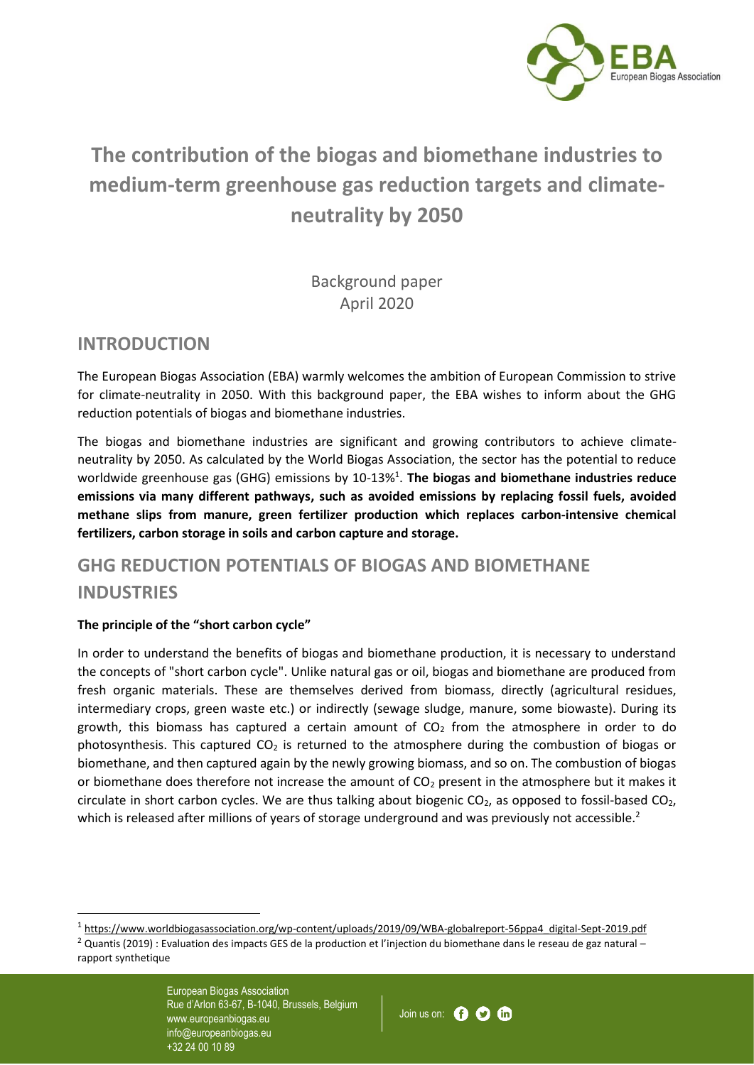# The contribution of the biogas and biomethane industries to medium-term greenhouse gas reduction targets and climate-neutrality by 2050

Background paper
April 2020

## INTRODUCTION

The European Biogas Association (EBA) warmly welcomes the ambition of European Commission to strive for climate-neutrality in 2050. With this background paper, the EBA wishes to inform about the GHG reduction potentials of biogas and biomethane industries.

The biogas and biomethane industries are significant and growing contributors to achieve climate-neutrality by 2050. As calculated by the World Biogas Association, the sector has the potential to reduce worldwide greenhouse gas (GHG) emissions by 10-13%[1]. **The biogas and biomethane industries reduce emissions via many different pathways, such as avoided emissions by replacing fossil fuels, avoided methane slips from manure, green fertilizer production which replaces carbon-intensive chemical fertilizers, carbon storage in soils and carbon capture and storage.**

## GHG REDUCTION POTENTIALS OF BIOGAS AND BIOMETHANE INDUSTRIES

### The principle of the "short carbon cycle"

In order to understand the benefits of biogas and biomethane production, it is necessary to understand the concepts of "short carbon cycle". Unlike natural gas or oil, biogas and biomethane are produced from fresh organic materials. These are themselves derived from biomass, directly (agricultural residues, intermediary crops, green waste etc.) or indirectly (sewage sludge, manure, some biowaste). During its growth, this biomass has captured a certain amount of $CO_2$ from the atmosphere in order to do photosynthesis. This captured $CO_2$ is returned to the atmosphere during the combustion of biogas or biomethane, and then captured again by the newly growing biomass, and so on. The combustion of biogas or biomethane does therefore not increase the amount of $CO_2$ present in the atmosphere but it makes it circulate in short carbon cycles. We are thus talking about biogenic $CO_2$, as opposed to fossil-based $CO_2$, which is released after millions of years of storage underground and was previously not accessible.[2]

---

[1] https://www.worldbiogasassociation.org/wp-content/uploads/2019/09/WBA-globalreport-56ppa4_digital-Sept-2019.pdf

[2] Quantis (2019) : Evaluation des impacts GES de la production et l'injection du biomethane dans le reseau de gaz natural – rapport synthetique

European Biogas Association
Rue d'Arlon 63-67, B-1040, Brussels, Belgium
www.europeanbiogas.eu
info@europeanbiogas.eu
+32 24 00 10 89

Join us on: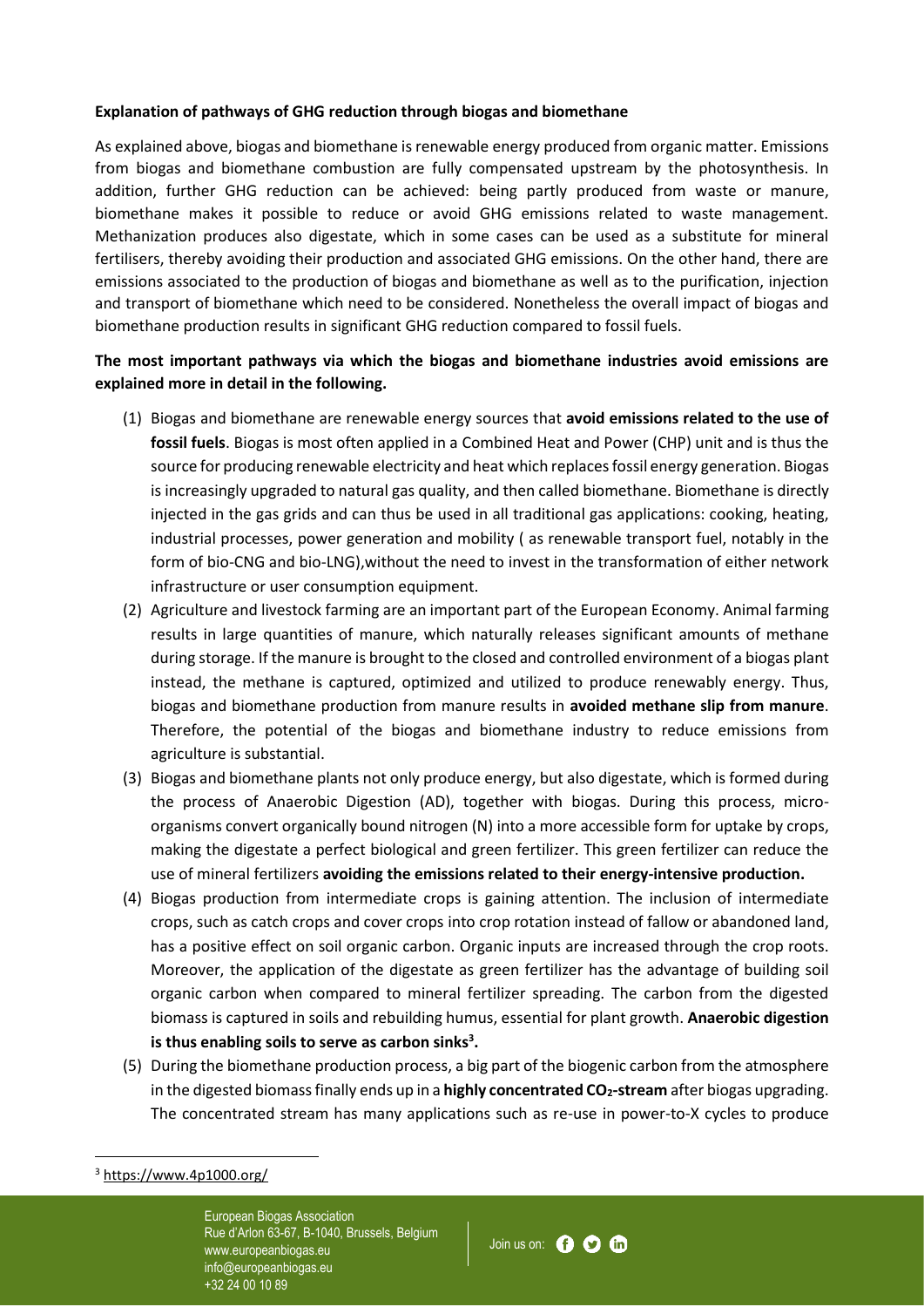**Explanation of pathways of GHG reduction through biogas and biomethane**

As explained above, biogas and biomethane is renewable energy produced from organic matter. Emissions from biogas and biomethane combustion are fully compensated upstream by the photosynthesis. In addition, further GHG reduction can be achieved: being partly produced from waste or manure, biomethane makes it possible to reduce or avoid GHG emissions related to waste management. Methanization produces also digestate, which in some cases can be used as a substitute for mineral fertilisers, thereby avoiding their production and associated GHG emissions. On the other hand, there are emissions associated to the production of biogas and biomethane as well as to the purification, injection and transport of biomethane which need to be considered. Nonetheless the overall impact of biogas and biomethane production results in significant GHG reduction compared to fossil fuels.

**The most important pathways via which the biogas and biomethane industries avoid emissions are explained more in detail in the following.**

(1) Biogas and biomethane are renewable energy sources that **avoid emissions related to the use of fossil fuels**. Biogas is most often applied in a Combined Heat and Power (CHP) unit and is thus the source for producing renewable electricity and heat which replaces fossil energy generation. Biogas is increasingly upgraded to natural gas quality, and then called biomethane. Biomethane is directly injected in the gas grids and can thus be used in all traditional gas applications: cooking, heating, industrial processes, power generation and mobility ( as renewable transport fuel, notably in the form of bio-CNG and bio-LNG),without the need to invest in the transformation of either network infrastructure or user consumption equipment.

(2) Agriculture and livestock farming are an important part of the European Economy. Animal farming results in large quantities of manure, which naturally releases significant amounts of methane during storage. If the manure is brought to the closed and controlled environment of a biogas plant instead, the methane is captured, optimized and utilized to produce renewably energy. Thus, biogas and biomethane production from manure results in **avoided methane slip from manure**. Therefore, the potential of the biogas and biomethane industry to reduce emissions from agriculture is substantial.

(3) Biogas and biomethane plants not only produce energy, but also digestate, which is formed during the process of Anaerobic Digestion (AD), together with biogas. During this process, micro-organisms convert organically bound nitrogen (N) into a more accessible form for uptake by crops, making the digestate a perfect biological and green fertilizer. This green fertilizer can reduce the use of mineral fertilizers **avoiding the emissions related to their energy-intensive production.**

(4) Biogas production from intermediate crops is gaining attention. The inclusion of intermediate crops, such as catch crops and cover crops into crop rotation instead of fallow or abandoned land, has a positive effect on soil organic carbon. Organic inputs are increased through the crop roots. Moreover, the application of the digestate as green fertilizer has the advantage of building soil organic carbon when compared to mineral fertilizer spreading. The carbon from the digested biomass is captured in soils and rebuilding humus, essential for plant growth. **Anaerobic digestion is thus enabling soils to serve as carbon sinks[3].**

(5) During the biomethane production process, a big part of the biogenic carbon from the atmosphere in the digested biomass finally ends up in a **highly concentrated $CO_2$-stream** after biogas upgrading. The concentrated stream has many applications such as re-use in power-to-X cycles to produce

[3] https://www.4p1000.org/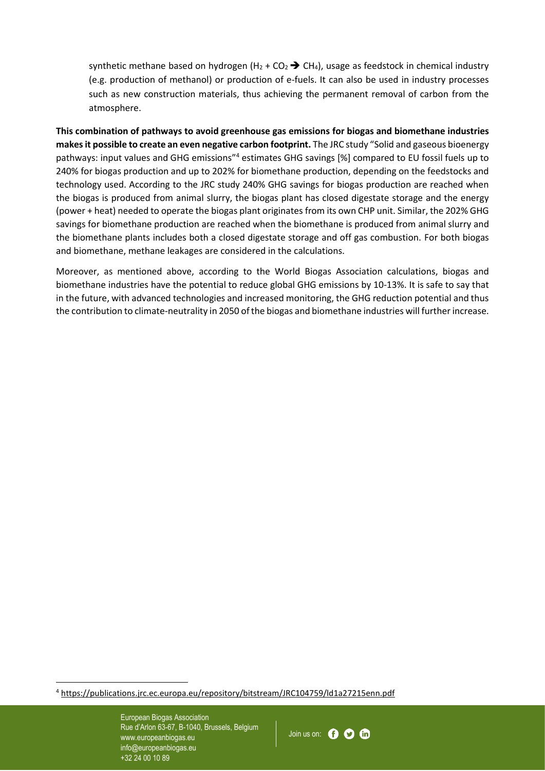synthetic methane based on hydrogen ($H_2 + CO_2 \rightarrow CH_4$), usage as feedstock in chemical industry (e.g. production of methanol) or production of e-fuels. It can also be used in industry processes such as new construction materials, thus achieving the permanent removal of carbon from the atmosphere.

**This combination of pathways to avoid greenhouse gas emissions for biogas and biomethane industries makes it possible to create an even negative carbon footprint.** The JRC study "Solid and gaseous bioenergy pathways: input values and GHG emissions"[4] estimates GHG savings [%] compared to EU fossil fuels up to 240% for biogas production and up to 202% for biomethane production, depending on the feedstocks and technology used. According to the JRC study 240% GHG savings for biogas production are reached when the biogas is produced from animal slurry, the biogas plant has closed digestate storage and the energy (power + heat) needed to operate the biogas plant originates from its own CHP unit. Similar, the 202% GHG savings for biomethane production are reached when the biomethane is produced from animal slurry and the biomethane plants includes both a closed digestate storage and off gas combustion. For both biogas and biomethane, methane leakages are considered in the calculations.

Moreover, as mentioned above, according to the World Biogas Association calculations, biogas and biomethane industries have the potential to reduce global GHG emissions by 10-13%. It is safe to say that in the future, with advanced technologies and increased monitoring, the GHG reduction potential and thus the contribution to climate-neutrality in 2050 of the biogas and biomethane industries will further increase.

[4] https://publications.jrc.ec.europa.eu/repository/bitstream/JRC104759/ld1a27215enn.pdf

European Biogas Association
Rue d'Arlon 63-67, B-1040, Brussels, Belgium
www.europeanbiogas.eu
info@europeanbiogas.eu
+32 24 00 10 89

Join us on: